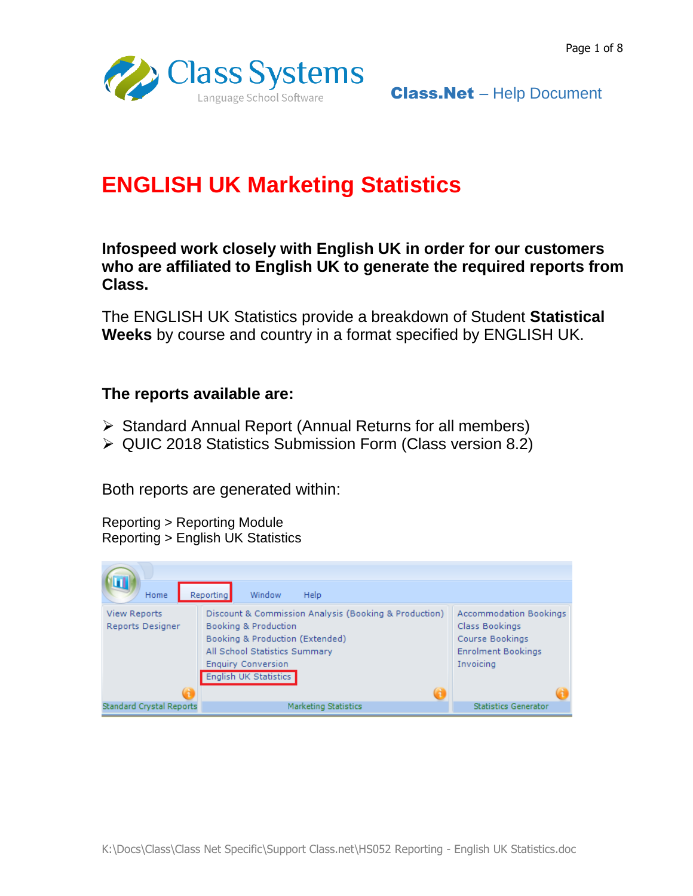# ENGLISH UK Marketing Statistics

**Infospeed work closely with English UK in order for our customers who are affiliated to English UK to generate the required reports from Class.**

The ENGLISH UK Statistics provide a breakdown of Student **Statistical Weeks** by course and country in a format specified by ENGLISH UK.

**The reports available are:**

- Standard Annual Report (Annual Returns for all members)
- QUIC 2018 Statistics Submission Form (Class version 8.2)

Both reports are generated within:

Reporting > Reporting Module
Reporting > English UK Statistics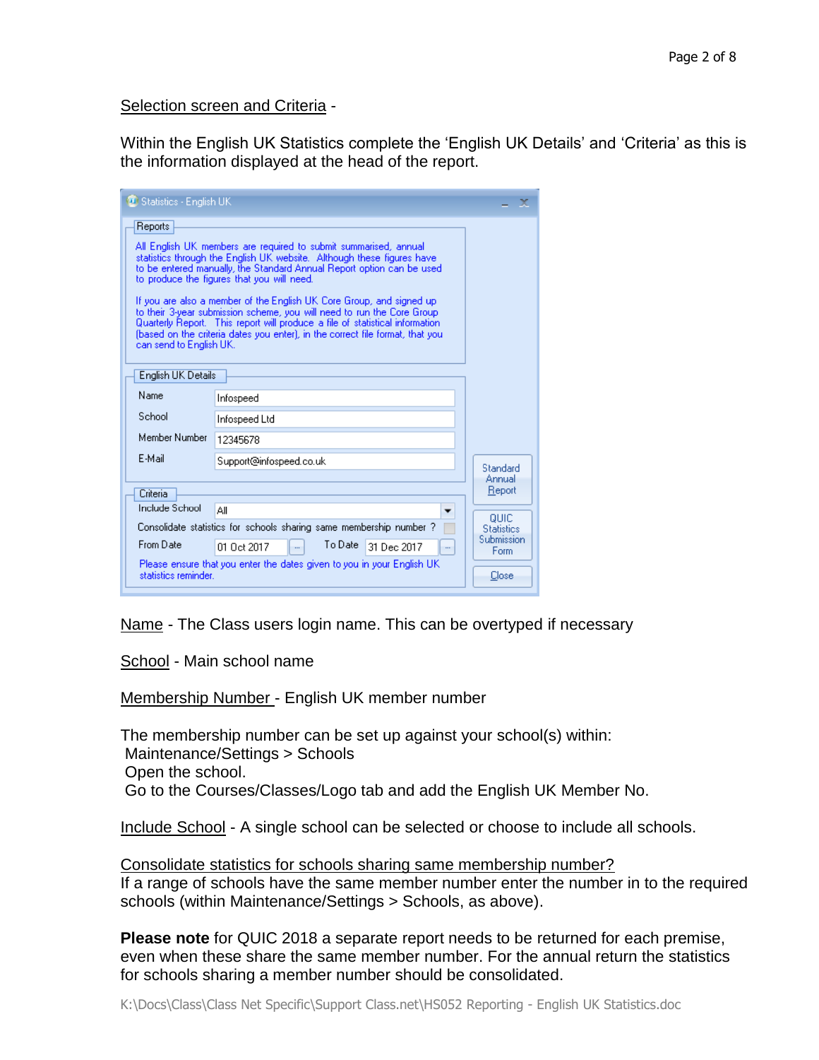Selection screen and Criteria -

Within the English UK Statistics complete the 'English UK Details' and 'Criteria' as this is the information displayed at the head of the report.

Statistics - English UK

Reports

All English UK members are required to submit summarised, annual statistics through the English UK website. Although these figures have to be entered manually, the Standard Annual Report option can be used to produce the figures that you will need.

If you are also a member of the English UK Core Group, and signed up to their 3-year submission scheme, you will need to run the Core Group Quarterly Report. This report will produce a file of statistical information (based on the criteria dates you enter), in the correct file format, that you can send to English UK.

English UK Details

Name: Infospeed

School: Infospeed Ltd

Member Number: 12345678

E-Mail: Support@infospeed.co.uk

Criteria

Include School: All

Consolidate statistics for schools sharing same membership number ?

From Date: 01 Oct 2017 To Date: 31 Dec 2017

Please ensure that you enter the dates given to you in your English UK statistics reminder.

Standard Annual Report

QUIC Statistics Submission Form

Close

Name - The Class users login name. This can be overtyped if necessary

School - Main school name

Membership Number - English UK member number

The membership number can be set up against your school(s) within:
Maintenance/Settings > Schools
Open the school.
Go to the Courses/Classes/Logo tab and add the English UK Member No.

Include School - A single school can be selected or choose to include all schools.

Consolidate statistics for schools sharing same membership number?
If a range of schools have the same member number enter the number in to the required schools (within Maintenance/Settings > Schools, as above).

**Please note** for QUIC 2018 a separate report needs to be returned for each premise, even when these share the same member number. For the annual return the statistics for schools sharing a member number should be consolidated.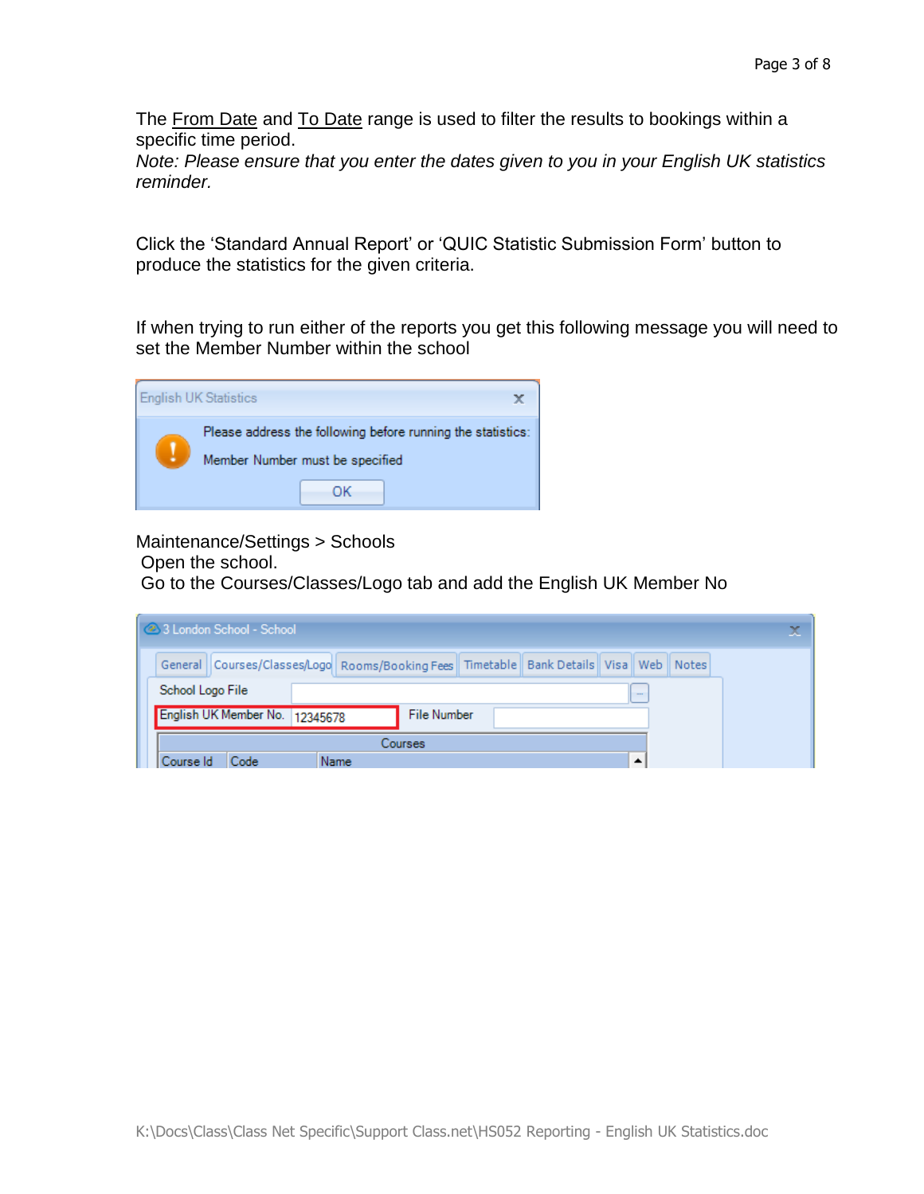The From Date and To Date range is used to filter the results to bookings within a specific time period.
*Note: Please ensure that you enter the dates given to you in your English UK statistics reminder.*

Click the 'Standard Annual Report' or 'QUIC Statistic Submission Form' button to produce the statistics for the given criteria.

If when trying to run either of the reports you get this following message you will need to set the Member Number within the school

Maintenance/Settings > Schools
Open the school.
Go to the Courses/Classes/Logo tab and add the English UK Member No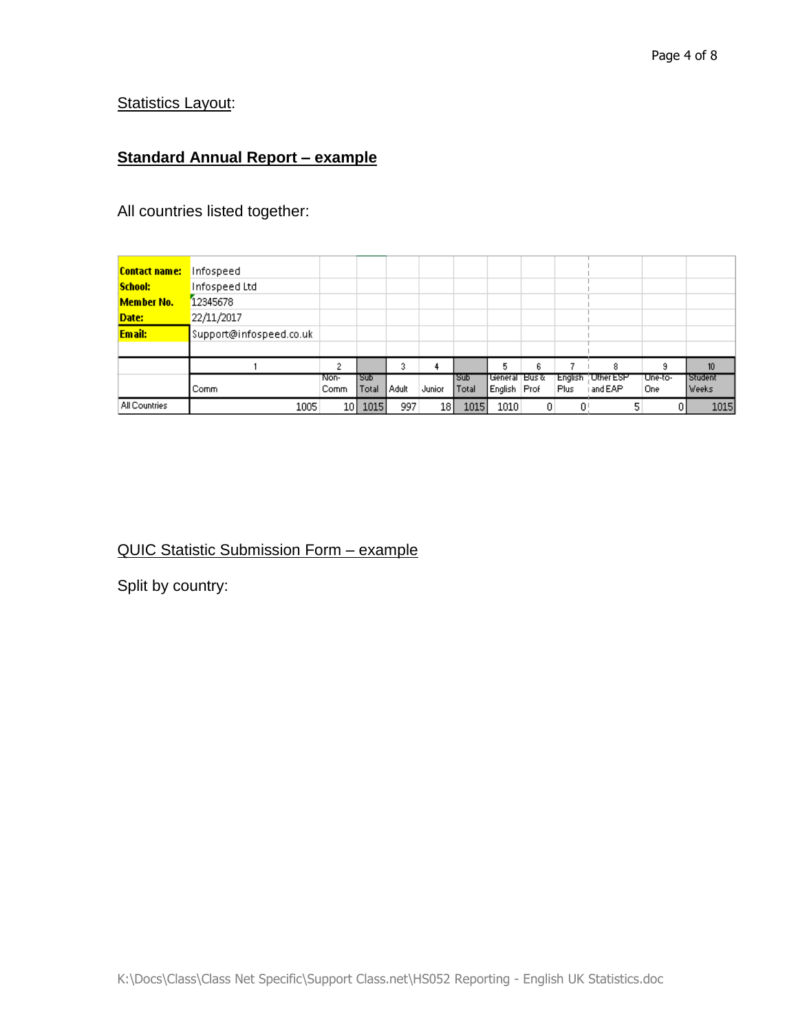Statistics Layout:

## Standard Annual Report – example

All countries listed together:

| | | | | | | | | | | | | |
|---|---|---|---|---|---|---|---|---|---|---|---|---|
| **Contact name:** | Infospeed | | | | | | | | | | | |
| **School:** | Infospeed Ltd | | | | | | | | | | | |
| **Member No.** | 12345678 | | | | | | | | | | | |
| **Date:** | 22/11/2017 | | | | | | | | | | | |
| **Email:** | Support@infospeed.co.uk | | | | | | | | | | | |
| | | | | | | | | | | | | |
| | 1 | 2 | | 3 | 4 | | 5 | 6 | 7 | 8 | 9 | 10 |
| | Comm | Non-Comm | Sub Total | Adult | Junior | Sub Total | General English | Bus & Prof | English Plus | Other ESP and EAP | One-to-One | Student Weeks |
| All Countries | 1005 | 10 | 1015 | 997 | 18 | 1015 | 1010 | 0 | 0 | 5 | 0 | 1015 |

QUIC Statistic Submission Form – example

Split by country: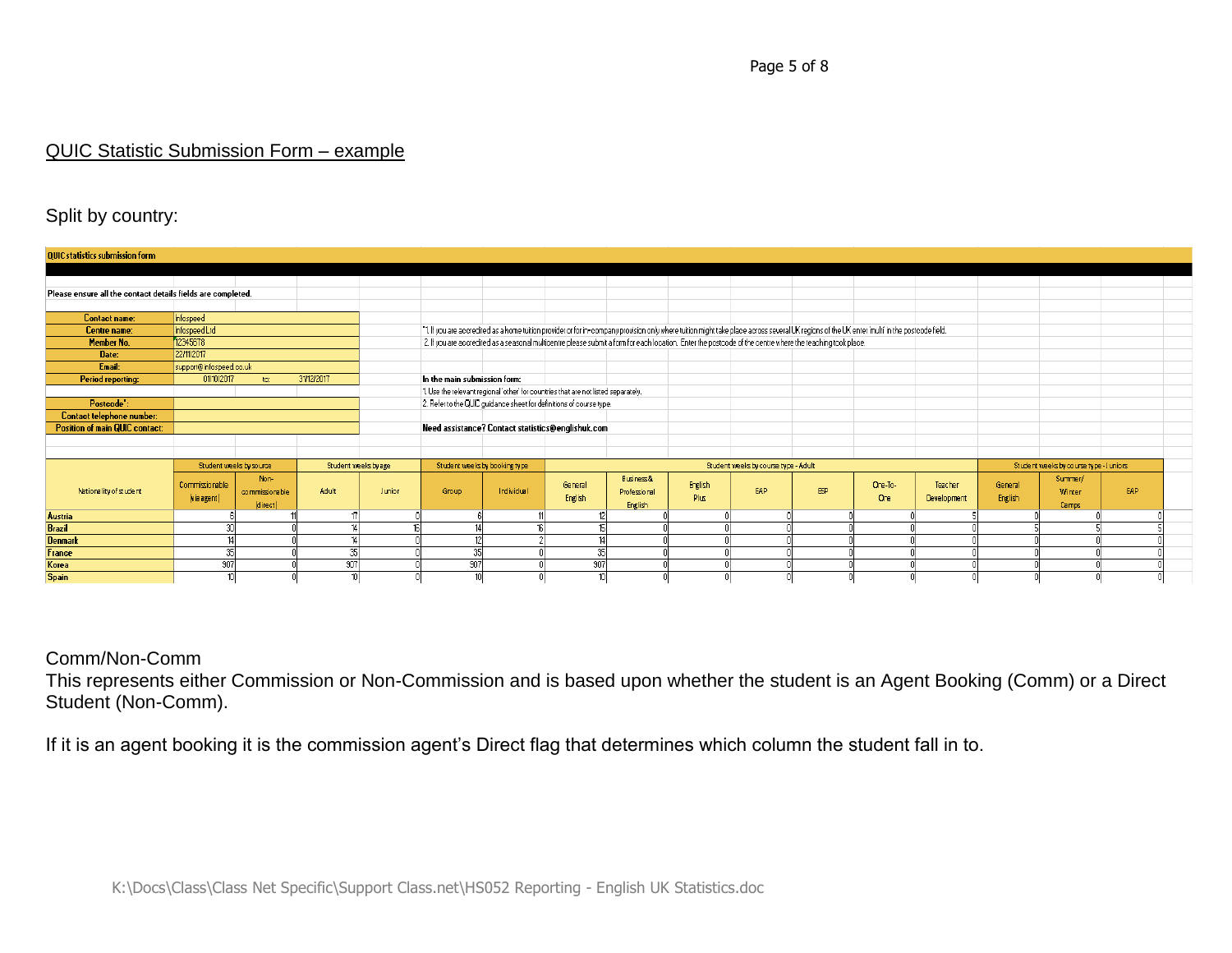QUIC Statistic Submission Form – example

Split by country:

**QUIC statistics submission form**

Please ensure all the contact details fields are completed.

| | | | |
|---|---|---|---|
| **Contact name:** | Infospeed | | |
| **Centre name:** | Infospeed Ltd | | |
| **Member No.** | 12345678 | | |
| **Date:** | 22/11/2017 | | |
| **Email:** | support@infospeed.co.uk | | |
| **Period reporting:** | 01/10/2017 | to: | 31/12/2017 |
| **Postcode*:** | | | |
| **Contact telephone number:** | | | |
| **Position of main QUIC contact:** | | | |

*1. If you are accredited as a home tuition provider or for in-company provision only where tuition might take place across several UK regions of the UK enter 'multi' in the postcode field.
2. If you are accredited as a seasonal multicentre please submit a form for each location. Enter the postcode of the centre where the teaching took place.

**In the main submission form:**
1. Use the relevant regional 'other' for countries that are not listed separately.
2. Refer to the QUIC guidance sheet for definitions of course type.

**Need assistance? Contact statistics@englishuk.com**

| Nationality of student | Student weeks by source | | Student weeks by age | | Student weeks by booking type | | Student weeks by course type - Adult | | | | | | | Student weeks by course type - Juniors | | |
|---|---|---|---|---|---|---|---|---|---|---|---|---|---|---|---|---|
| | Commissionable (via agent) | Non-commissionable (direct) | Adult | Junior | Group | Individual | General English | Business & Professional English | English Plus | EAP | ESP | One-To-One | Teacher Development | General English | Summer/ Winter Camps | EAP |
| **Austria** | 6 | 11 | 17 | 0 | 6 | 11 | 12 | 0 | 0 | 0 | 0 | 0 | 5 | 0 | 0 | 0 |
| **Brazil** | 30 | 0 | 14 | 16 | 14 | 16 | 15 | 0 | 0 | 0 | 0 | 0 | 0 | 5 | 5 | 5 |
| **Denmark** | 14 | 0 | 14 | 0 | 12 | 2 | 14 | 0 | 0 | 0 | 0 | 0 | 0 | 0 | 0 | 0 |
| **France** | 35 | 0 | 35 | 0 | 35 | 0 | 35 | 0 | 0 | 0 | 0 | 0 | 0 | 0 | 0 | 0 |
| **Korea** | 907 | 0 | 907 | 0 | 907 | 0 | 907 | 0 | 0 | 0 | 0 | 0 | 0 | 0 | 0 | 0 |
| **Spain** | 10 | 0 | 10 | 0 | 10 | 0 | 10 | 0 | 0 | 0 | 0 | 0 | 0 | 0 | 0 | 0 |

Comm/Non-Comm

This represents either Commission or Non-Commission and is based upon whether the student is an Agent Booking (Comm) or a Direct Student (Non-Comm).

If it is an agent booking it is the commission agent's Direct flag that determines which column the student fall in to.

K:\Docs\Class\Class Net Specific\Support Class.net\HS052 Reporting - English UK Statistics.doc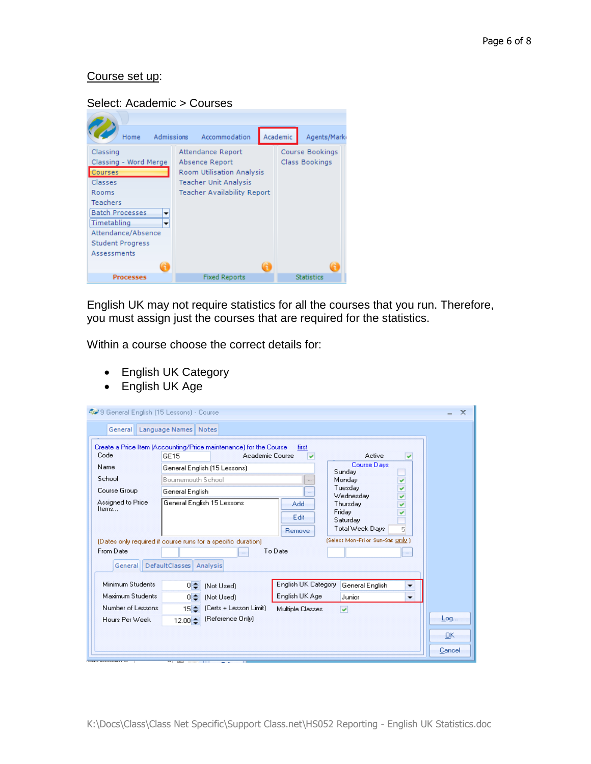<u>Course set up</u>:

Select: Academic > Courses

English UK may not require statistics for all the courses that you run. Therefore, you must assign just the courses that are required for the statistics.

Within a course choose the correct details for:

- English UK Category
- English UK Age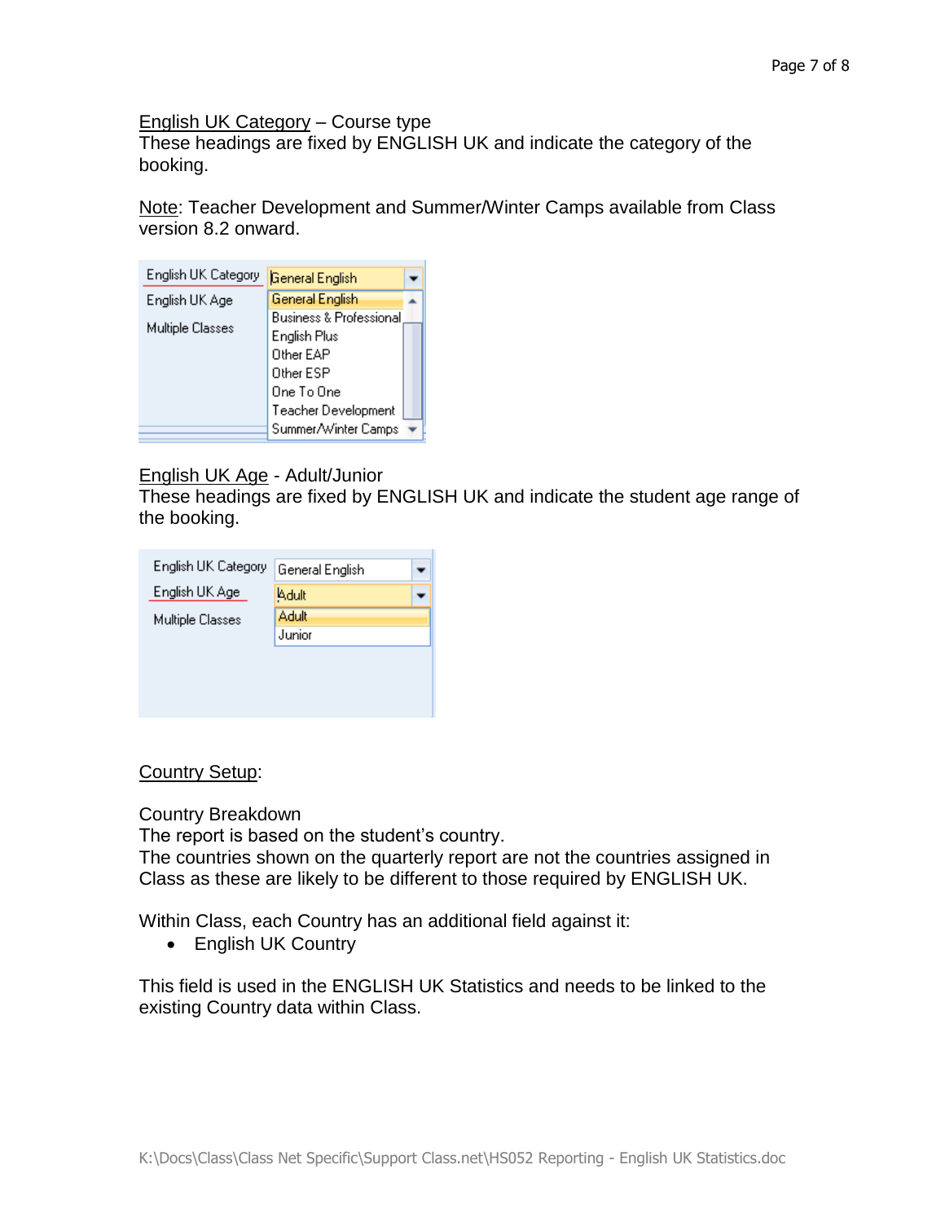English UK Category – Course type
These headings are fixed by ENGLISH UK and indicate the category of the booking.

Note: Teacher Development and Summer/Winter Camps available from Class version 8.2 onward.

English UK Category
English UK Age
Multiple Classes
General English
General English
Business & Professional
English Plus
Other EAP
Other ESP
One To One
Teacher Development
Summer/Winter Camps

English UK Age - Adult/Junior
These headings are fixed by ENGLISH UK and indicate the student age range of the booking.

English UK Category
English UK Age
Multiple Classes
General English
Adult
Adult
Junior

Country Setup:

Country Breakdown
The report is based on the student's country.
The countries shown on the quarterly report are not the countries assigned in Class as these are likely to be different to those required by ENGLISH UK.

Within Class, each Country has an additional field against it:

- English UK Country

This field is used in the ENGLISH UK Statistics and needs to be linked to the existing Country data within Class.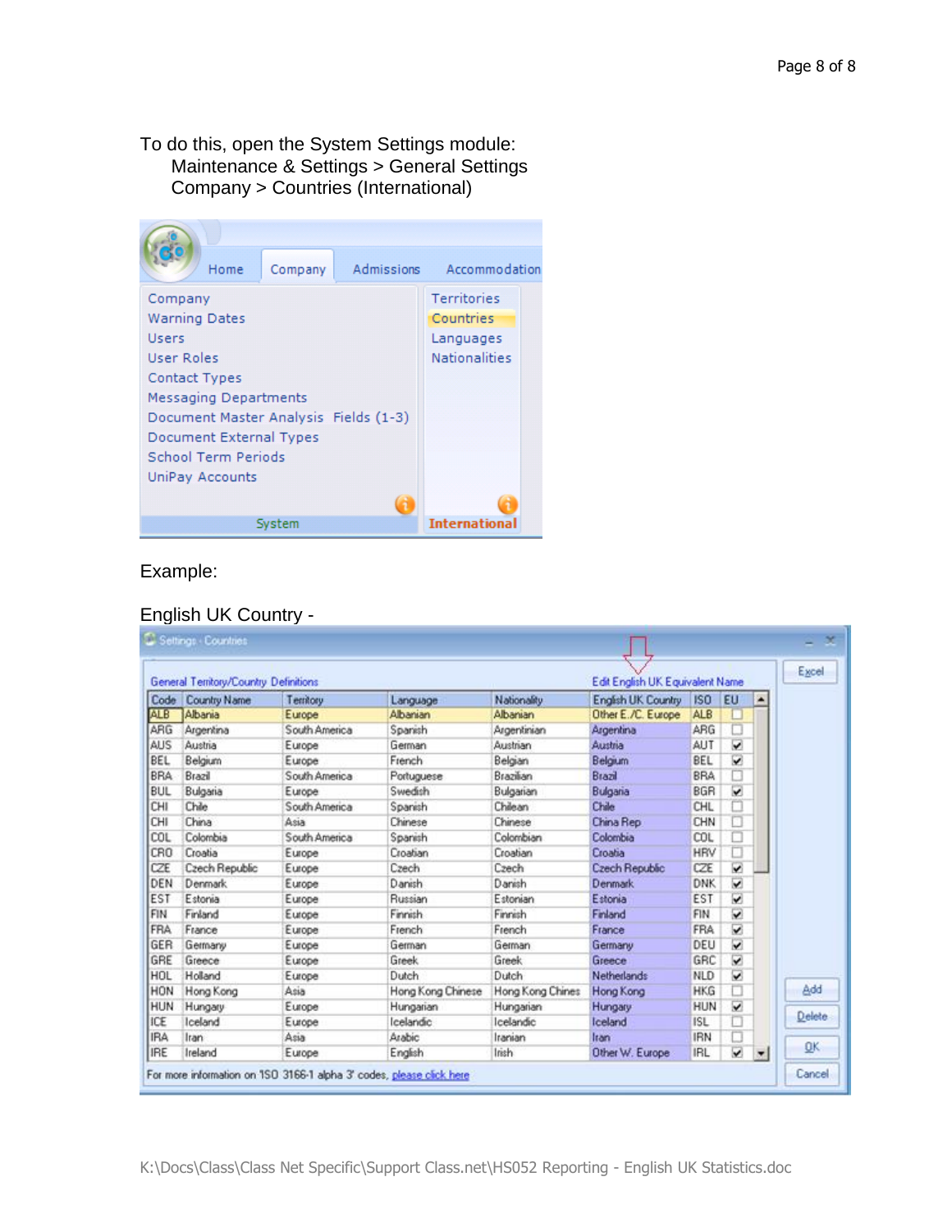To do this, open the System Settings module:

Maintenance & Settings > General Settings

Company > Countries (International)

Home | Company | Admissions | Accommodation

Company
Warning Dates
Users
User Roles
Contact Types
Messaging Departments
Document Master Analysis Fields (1-3)
Document External Types
School Term Periods
UniPay Accounts

System

Territories
Countries
Languages
Nationalities

International

Example:

English UK Country -

Settings - Countries

General Territory/Country Definitions

Edit English UK Equivalent Name

| Code | Country Name | Territory | Language | Nationality | English UK Country | ISO | EU |
|---|---|---|---|---|---|---|---|
| ALB | Albania | Europe | Albanian | Albanian | Other E./C. Europe | ALB | ☐ |
| ARG | Argentina | South America | Spanish | Argentinian | Argentina | ARG | ☐ |
| AUS | Austria | Europe | German | Austrian | Austria | AUT | ☑ |
| BEL | Belgium | Europe | French | Belgian | Belgium | BEL | ☑ |
| BRA | Brazil | South America | Portuguese | Brazilian | Brazil | BRA | ☐ |
| BUL | Bulgaria | Europe | Swedish | Bulgarian | Bulgaria | BGR | ☑ |
| CHI | Chile | South America | Spanish | Chilean | Chile | CHL | ☐ |
| CHI | China | Asia | Chinese | Chinese | China Rep | CHN | ☐ |
| COL | Colombia | South America | Spanish | Colombian | Colombia | COL | ☐ |
| CRO | Croatia | Europe | Croatian | Croatian | Croatia | HRV | ☐ |
| CZE | Czech Republic | Europe | Czech | Czech | Czech Republic | CZE | ☑ |
| DEN | Denmark | Europe | Danish | Danish | Denmark | DNK | ☑ |
| EST | Estonia | Europe | Russian | Estonian | Estonia | EST | ☑ |
| FIN | Finland | Europe | Finnish | Finnish | Finland | FIN | ☑ |
| FRA | France | Europe | French | French | France | FRA | ☑ |
| GER | Germany | Europe | German | German | Germany | DEU | ☑ |
| GRE | Greece | Europe | Greek | Greek | Greece | GRC | ☑ |
| HOL | Holland | Europe | Dutch | Dutch | Netherlands | NLD | ☑ |
| HON | Hong Kong | Asia | Hong Kong Chinese | Hong Kong Chines | Hong Kong | HKG | ☐ |
| HUN | Hungary | Europe | Hungarian | Hungarian | Hungary | HUN | ☑ |
| ICE | Iceland | Europe | Icelandic | Icelandic | Iceland | ISL | ☐ |
| IRA | Iran | Asia | Arabic | Iranian | Iran | IRN | ☐ |
| IRE | Ireland | Europe | English | Irish | Other W. Europe | IRL | ☑ |

For more information on ISO 3166-1 alpha 3' codes, please click here

Excel | Add | Delete | OK | Cancel